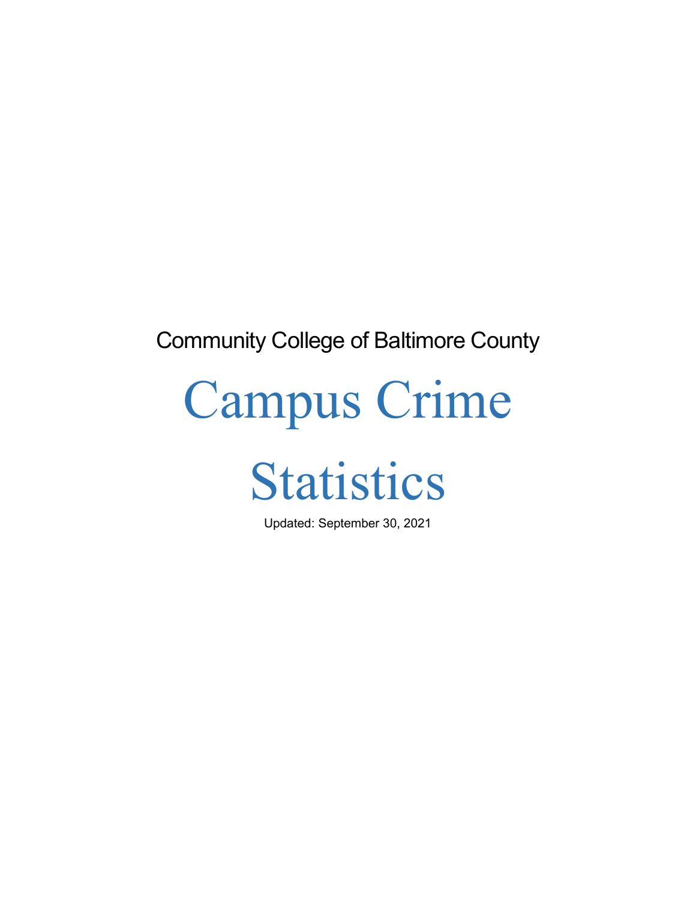Community College of Baltimore County

# Campus Crime Statistics

Updated: September 30, 2021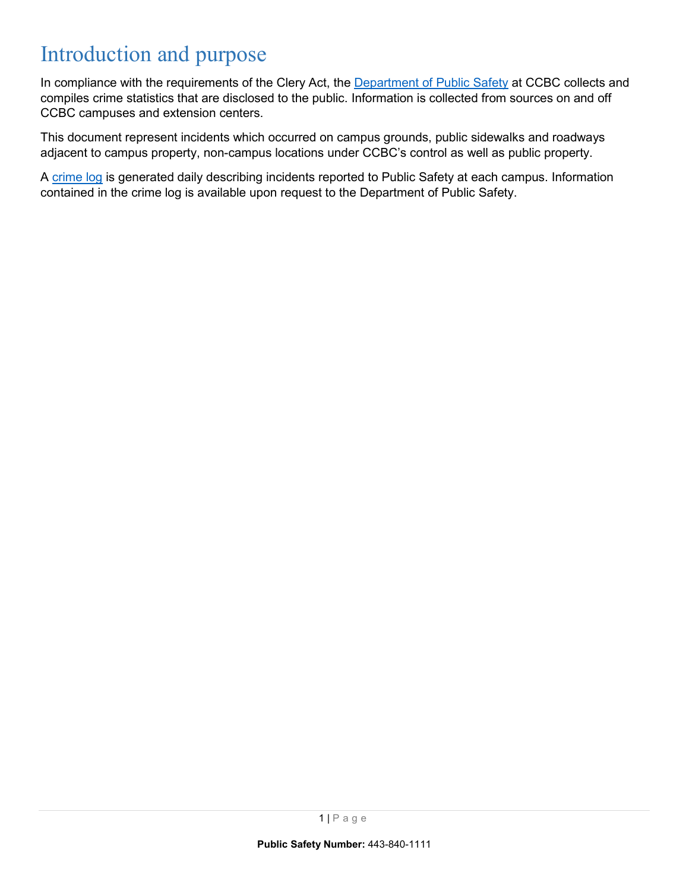# Introduction and purpose

In compliance with the requirements of the Clery Act, the Department of Public Safety at CCBC collects and compiles crime statistics that are disclosed to the public. Information is collected from sources on and off CCBC campuses and extension centers.

This document represent incidents which occurred on campus grounds, public sidewalks and roadways adjacent to campus property, non-campus locations under CCBC's control as well as public property.

A crime log is generated daily describing incidents reported to Public Safety at each campus. Information contained in the crime log is available upon request to the Department of Public Safety.

**Public Safety Number:** 443-840-1111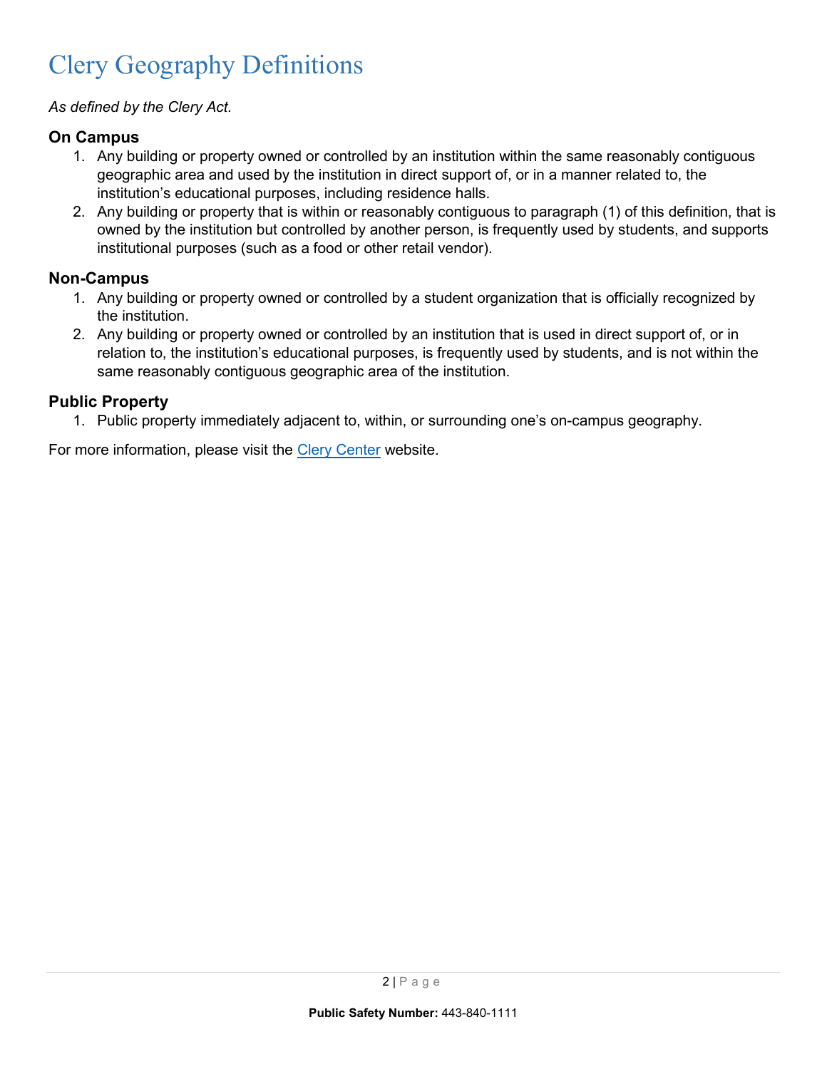# Clery Geography Definitions

*As defined by the Clery Act.*

### On Campus

1. Any building or property owned or controlled by an institution within the same reasonably contiguous geographic area and used by the institution in direct support of, or in a manner related to, the institution's educational purposes, including residence halls.
2. Any building or property that is within or reasonably contiguous to paragraph (1) of this definition, that is owned by the institution but controlled by another person, is frequently used by students, and supports institutional purposes (such as a food or other retail vendor).

### Non-Campus

1. Any building or property owned or controlled by a student organization that is officially recognized by the institution.
2. Any building or property owned or controlled by an institution that is used in direct support of, or in relation to, the institution's educational purposes, is frequently used by students, and is not within the same reasonably contiguous geographic area of the institution.

### Public Property

1. Public property immediately adjacent to, within, or surrounding one's on-campus geography.

For more information, please visit the Clery Center website.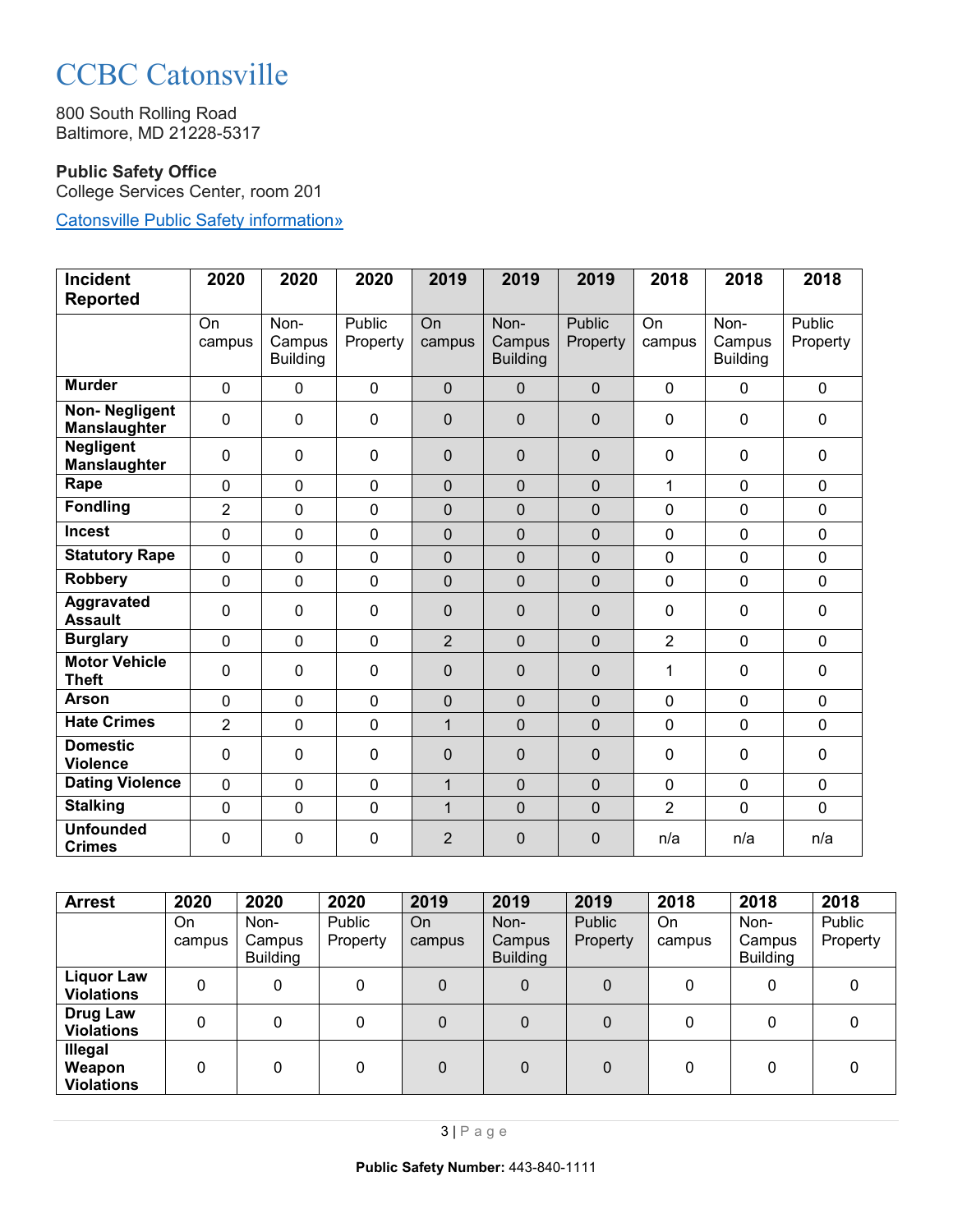# CCBC Catonsville

800 South Rolling Road
Baltimore, MD 21228-5317

**Public Safety Office**
College Services Center, room 201

[Catonsville Public Safety information»]()

| Incident Reported | 2020 | 2020 | 2020 | 2019 | 2019 | 2019 | 2018 | 2018 | 2018 |
|---|---|---|---|---|---|---|---|---|---|
| | On campus | Non-Campus Building | Public Property | On campus | Non-Campus Building | Public Property | On campus | Non-Campus Building | Public Property |
| **Murder** | 0 | 0 | 0 | 0 | 0 | 0 | 0 | 0 | 0 |
| **Non- Negligent Manslaughter** | 0 | 0 | 0 | 0 | 0 | 0 | 0 | 0 | 0 |
| **Negligent Manslaughter** | 0 | 0 | 0 | 0 | 0 | 0 | 0 | 0 | 0 |
| **Rape** | 0 | 0 | 0 | 0 | 0 | 0 | 1 | 0 | 0 |
| **Fondling** | 2 | 0 | 0 | 0 | 0 | 0 | 0 | 0 | 0 |
| **Incest** | 0 | 0 | 0 | 0 | 0 | 0 | 0 | 0 | 0 |
| **Statutory Rape** | 0 | 0 | 0 | 0 | 0 | 0 | 0 | 0 | 0 |
| **Robbery** | 0 | 0 | 0 | 0 | 0 | 0 | 0 | 0 | 0 |
| **Aggravated Assault** | 0 | 0 | 0 | 0 | 0 | 0 | 0 | 0 | 0 |
| **Burglary** | 0 | 0 | 0 | 2 | 0 | 0 | 2 | 0 | 0 |
| **Motor Vehicle Theft** | 0 | 0 | 0 | 0 | 0 | 0 | 1 | 0 | 0 |
| **Arson** | 0 | 0 | 0 | 0 | 0 | 0 | 0 | 0 | 0 |
| **Hate Crimes** | 2 | 0 | 0 | 1 | 0 | 0 | 0 | 0 | 0 |
| **Domestic Violence** | 0 | 0 | 0 | 0 | 0 | 0 | 0 | 0 | 0 |
| **Dating Violence** | 0 | 0 | 0 | 1 | 0 | 0 | 0 | 0 | 0 |
| **Stalking** | 0 | 0 | 0 | 1 | 0 | 0 | 2 | 0 | 0 |
| **Unfounded Crimes** | 0 | 0 | 0 | 2 | 0 | 0 | n/a | n/a | n/a |

| Arrest | 2020 | 2020 | 2020 | 2019 | 2019 | 2019 | 2018 | 2018 | 2018 |
|---|---|---|---|---|---|---|---|---|---|
| | On campus | Non-Campus Building | Public Property | On campus | Non-Campus Building | Public Property | On campus | Non-Campus Building | Public Property |
| **Liquor Law Violations** | 0 | 0 | 0 | 0 | 0 | 0 | 0 | 0 | 0 |
| **Drug Law Violations** | 0 | 0 | 0 | 0 | 0 | 0 | 0 | 0 | 0 |
| **Illegal Weapon Violations** | 0 | 0 | 0 | 0 | 0 | 0 | 0 | 0 | 0 |

**Public Safety Number:** 443-840-1111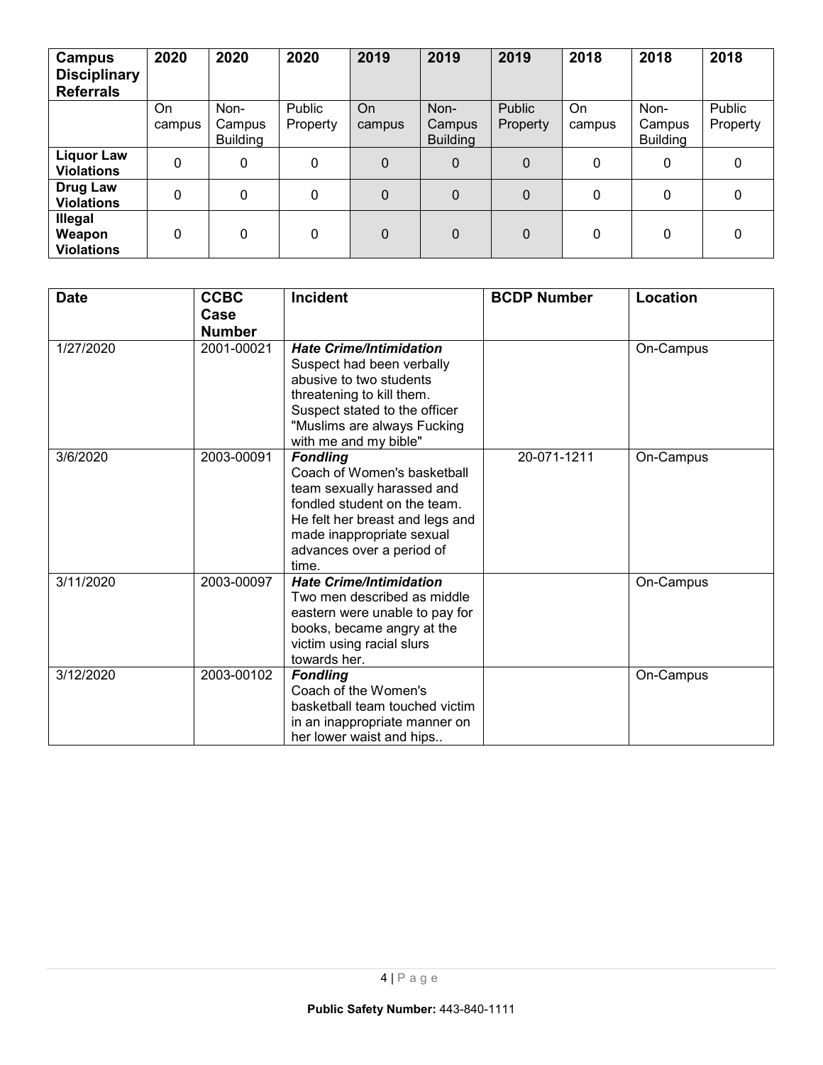| **Campus Disciplinary Referrals** | **2020** | **2020** | **2020** | **2019** | **2019** | **2019** | **2018** | **2018** | **2018** |
|---|---|---|---|---|---|---|---|---|---|
| | On campus | Non-Campus Building | Public Property | On campus | Non-Campus Building | Public Property | On campus | Non-Campus Building | Public Property |
| **Liquor Law Violations** | 0 | 0 | 0 | 0 | 0 | 0 | 0 | 0 | 0 |
| **Drug Law Violations** | 0 | 0 | 0 | 0 | 0 | 0 | 0 | 0 | 0 |
| **Illegal Weapon Violations** | 0 | 0 | 0 | 0 | 0 | 0 | 0 | 0 | 0 |

| **Date** | **CCBC Case Number** | **Incident** | **BCDP Number** | **Location** |
|---|---|---|---|---|
| 1/27/2020 | 2001-00021 | ***Hate Crime/Intimidation*** Suspect had been verbally abusive to two students threatening to kill them. Suspect stated to the officer "Muslims are always Fucking with me and my bible" | | On-Campus |
| 3/6/2020 | 2003-00091 | ***Fondling*** Coach of Women's basketball team sexually harassed and fondled student on the team. He felt her breast and legs and made inappropriate sexual advances over a period of time. | 20-071-1211 | On-Campus |
| 3/11/2020 | 2003-00097 | ***Hate Crime/Intimidation*** Two men described as middle eastern were unable to pay for books, became angry at the victim using racial slurs towards her. | | On-Campus |
| 3/12/2020 | 2003-00102 | ***Fondling*** Coach of the Women's basketball team touched victim in an inappropriate manner on her lower waist and hips.. | | On-Campus |

**Public Safety Number:** 443-840-1111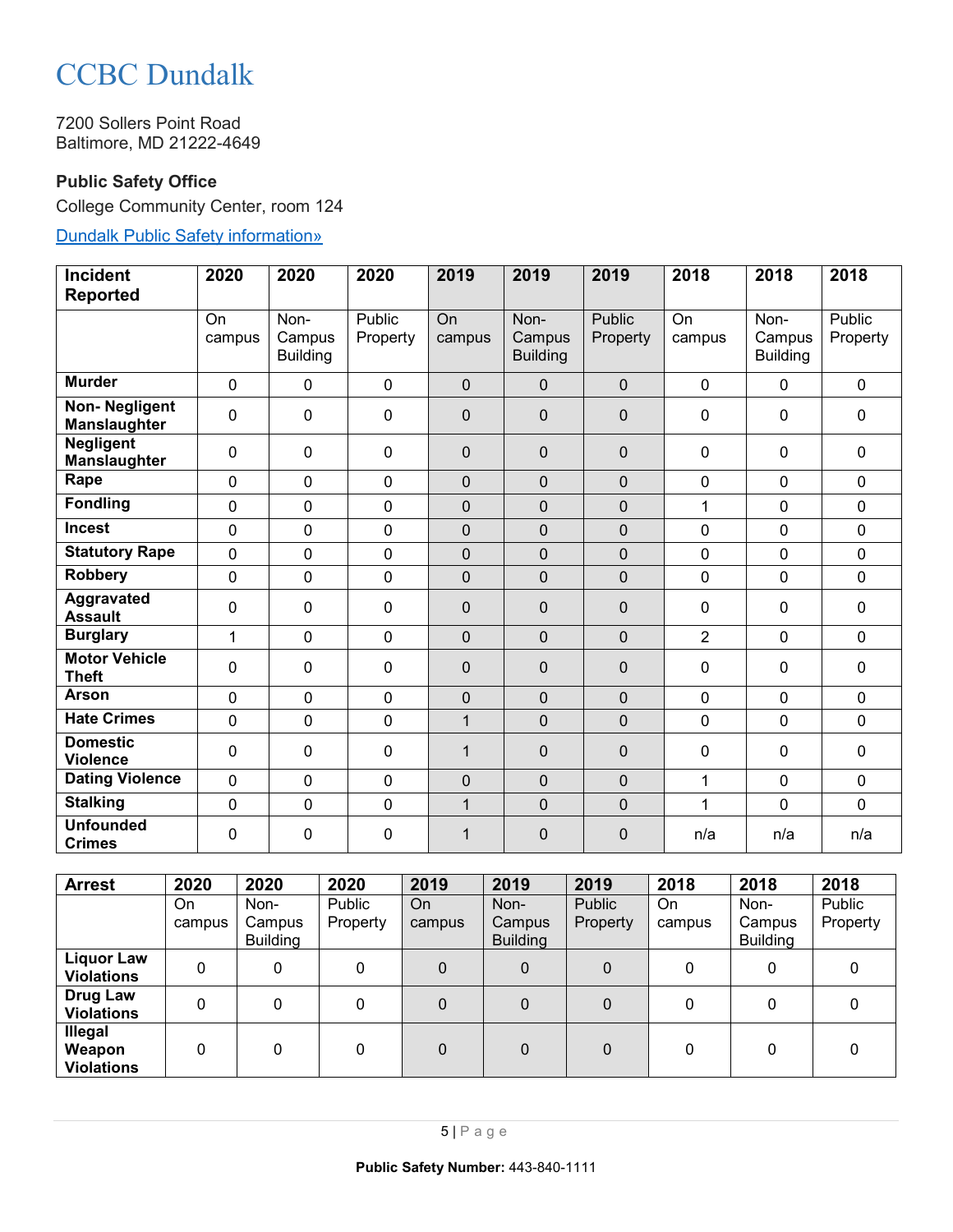# CCBC Dundalk

7200 Sollers Point Road
Baltimore, MD 21222-4649

**Public Safety Office**

College Community Center, room 124

[Dundalk Public Safety information»]()

| Incident Reported | 2020 | 2020 | 2020 | 2019 | 2019 | 2019 | 2018 | 2018 | 2018 |
|---|---|---|---|---|---|---|---|---|---|
| | On campus | Non-Campus Building | Public Property | On campus | Non-Campus Building | Public Property | On campus | Non-Campus Building | Public Property |
| **Murder** | 0 | 0 | 0 | 0 | 0 | 0 | 0 | 0 | 0 |
| **Non- Negligent Manslaughter** | 0 | 0 | 0 | 0 | 0 | 0 | 0 | 0 | 0 |
| **Negligent Manslaughter** | 0 | 0 | 0 | 0 | 0 | 0 | 0 | 0 | 0 |
| **Rape** | 0 | 0 | 0 | 0 | 0 | 0 | 0 | 0 | 0 |
| **Fondling** | 0 | 0 | 0 | 0 | 0 | 0 | 1 | 0 | 0 |
| **Incest** | 0 | 0 | 0 | 0 | 0 | 0 | 0 | 0 | 0 |
| **Statutory Rape** | 0 | 0 | 0 | 0 | 0 | 0 | 0 | 0 | 0 |
| **Robbery** | 0 | 0 | 0 | 0 | 0 | 0 | 0 | 0 | 0 |
| **Aggravated Assault** | 0 | 0 | 0 | 0 | 0 | 0 | 0 | 0 | 0 |
| **Burglary** | 1 | 0 | 0 | 0 | 0 | 0 | 2 | 0 | 0 |
| **Motor Vehicle Theft** | 0 | 0 | 0 | 0 | 0 | 0 | 0 | 0 | 0 |
| **Arson** | 0 | 0 | 0 | 0 | 0 | 0 | 0 | 0 | 0 |
| **Hate Crimes** | 0 | 0 | 0 | 1 | 0 | 0 | 0 | 0 | 0 |
| **Domestic Violence** | 0 | 0 | 0 | 1 | 0 | 0 | 0 | 0 | 0 |
| **Dating Violence** | 0 | 0 | 0 | 0 | 0 | 0 | 1 | 0 | 0 |
| **Stalking** | 0 | 0 | 0 | 1 | 0 | 0 | 1 | 0 | 0 |
| **Unfounded Crimes** | 0 | 0 | 0 | 1 | 0 | 0 | n/a | n/a | n/a |

| Arrest | 2020 | 2020 | 2020 | 2019 | 2019 | 2019 | 2018 | 2018 | 2018 |
|---|---|---|---|---|---|---|---|---|---|
| | On campus | Non-Campus Building | Public Property | On campus | Non-Campus Building | Public Property | On campus | Non-Campus Building | Public Property |
| **Liquor Law Violations** | 0 | 0 | 0 | 0 | 0 | 0 | 0 | 0 | 0 |
| **Drug Law Violations** | 0 | 0 | 0 | 0 | 0 | 0 | 0 | 0 | 0 |
| **Illegal Weapon Violations** | 0 | 0 | 0 | 0 | 0 | 0 | 0 | 0 | 0 |

**Public Safety Number:** 443-840-1111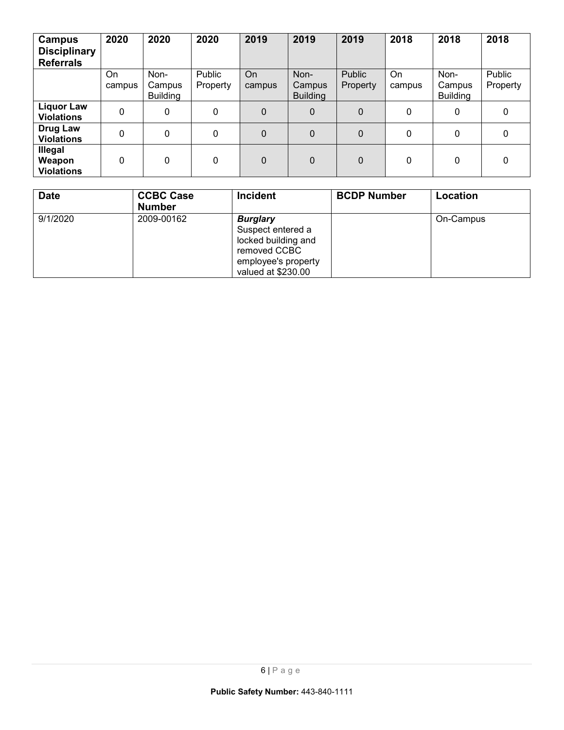| Campus Disciplinary Referrals | 2020 | 2020 | 2020 | 2019 | 2019 | 2019 | 2018 | 2018 | 2018 |
|---|---|---|---|---|---|---|---|---|---|
| | On campus | Non-Campus Building | Public Property | On campus | Non-Campus Building | Public Property | On campus | Non-Campus Building | Public Property |
| **Liquor Law Violations** | 0 | 0 | 0 | 0 | 0 | 0 | 0 | 0 | 0 |
| **Drug Law Violations** | 0 | 0 | 0 | 0 | 0 | 0 | 0 | 0 | 0 |
| **Illegal Weapon Violations** | 0 | 0 | 0 | 0 | 0 | 0 | 0 | 0 | 0 |

| Date | CCBC Case Number | Incident | BCDP Number | Location |
|---|---|---|---|---|
| 9/1/2020 | 2009-00162 | ***Burglary*** Suspect entered a locked building and removed CCBC employee's property valued at $230.00 | | On-Campus |

**Public Safety Number:** 443-840-1111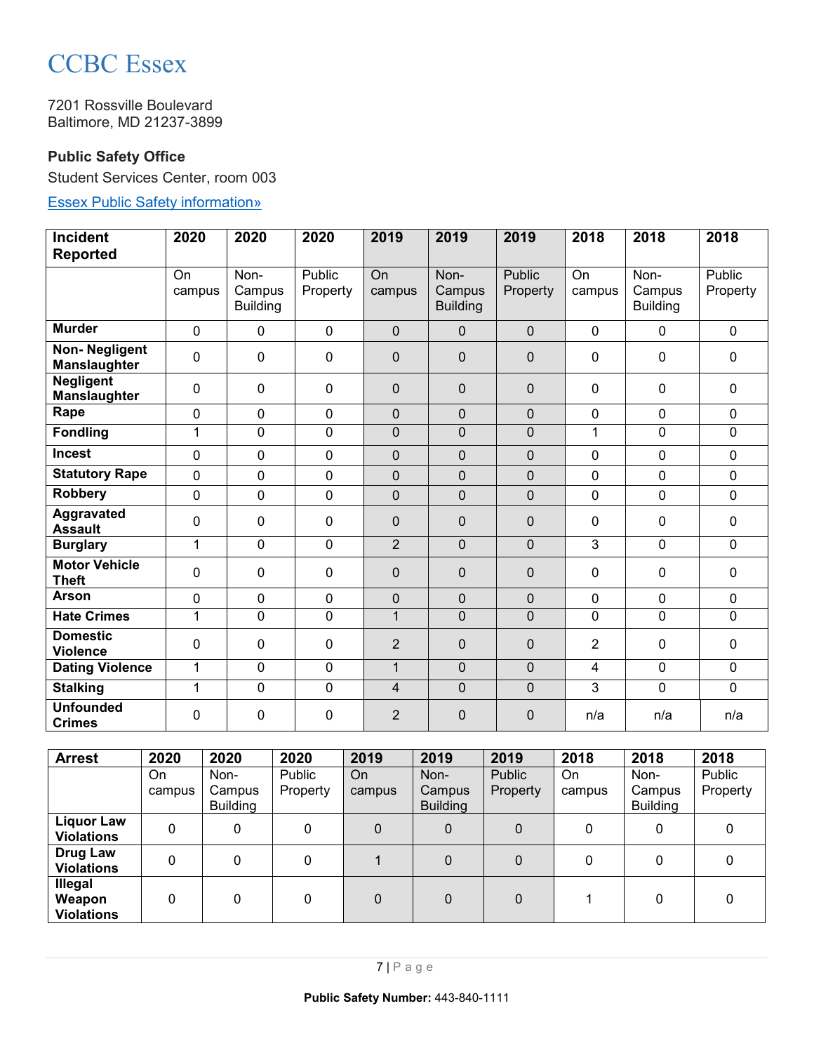# CCBC Essex

7201 Rossville Boulevard
Baltimore, MD 21237-3899

### Public Safety Office

Student Services Center, room 003

[Essex Public Safety information»](#)

| Incident Reported | 2020 | 2020 | 2020 | 2019 | 2019 | 2019 | 2018 | 2018 | 2018 |
|---|---|---|---|---|---|---|---|---|---|
| | On campus | Non-Campus Building | Public Property | On campus | Non-Campus Building | Public Property | On campus | Non-Campus Building | Public Property |
| **Murder** | 0 | 0 | 0 | 0 | 0 | 0 | 0 | 0 | 0 |
| **Non- Negligent Manslaughter** | 0 | 0 | 0 | 0 | 0 | 0 | 0 | 0 | 0 |
| **Negligent Manslaughter** | 0 | 0 | 0 | 0 | 0 | 0 | 0 | 0 | 0 |
| **Rape** | 0 | 0 | 0 | 0 | 0 | 0 | 0 | 0 | 0 |
| **Fondling** | 1 | 0 | 0 | 0 | 0 | 0 | 1 | 0 | 0 |
| **Incest** | 0 | 0 | 0 | 0 | 0 | 0 | 0 | 0 | 0 |
| **Statutory Rape** | 0 | 0 | 0 | 0 | 0 | 0 | 0 | 0 | 0 |
| **Robbery** | 0 | 0 | 0 | 0 | 0 | 0 | 0 | 0 | 0 |
| **Aggravated Assault** | 0 | 0 | 0 | 0 | 0 | 0 | 0 | 0 | 0 |
| **Burglary** | 1 | 0 | 0 | 2 | 0 | 0 | 3 | 0 | 0 |
| **Motor Vehicle Theft** | 0 | 0 | 0 | 0 | 0 | 0 | 0 | 0 | 0 |
| **Arson** | 0 | 0 | 0 | 0 | 0 | 0 | 0 | 0 | 0 |
| **Hate Crimes** | 1 | 0 | 0 | 1 | 0 | 0 | 0 | 0 | 0 |
| **Domestic Violence** | 0 | 0 | 0 | 2 | 0 | 0 | 2 | 0 | 0 |
| **Dating Violence** | 1 | 0 | 0 | 1 | 0 | 0 | 4 | 0 | 0 |
| **Stalking** | 1 | 0 | 0 | 4 | 0 | 0 | 3 | 0 | 0 |
| **Unfounded Crimes** | 0 | 0 | 0 | 2 | 0 | 0 | n/a | n/a | n/a |

| Arrest | 2020 | 2020 | 2020 | 2019 | 2019 | 2019 | 2018 | 2018 | 2018 |
|---|---|---|---|---|---|---|---|---|---|
| | On campus | Non-Campus Building | Public Property | On campus | Non-Campus Building | Public Property | On campus | Non-Campus Building | Public Property |
| **Liquor Law Violations** | 0 | 0 | 0 | 0 | 0 | 0 | 0 | 0 | 0 |
| **Drug Law Violations** | 0 | 0 | 0 | 1 | 0 | 0 | 0 | 0 | 0 |
| **Illegal Weapon Violations** | 0 | 0 | 0 | 0 | 0 | 0 | 1 | 0 | 0 |

**Public Safety Number:** 443-840-1111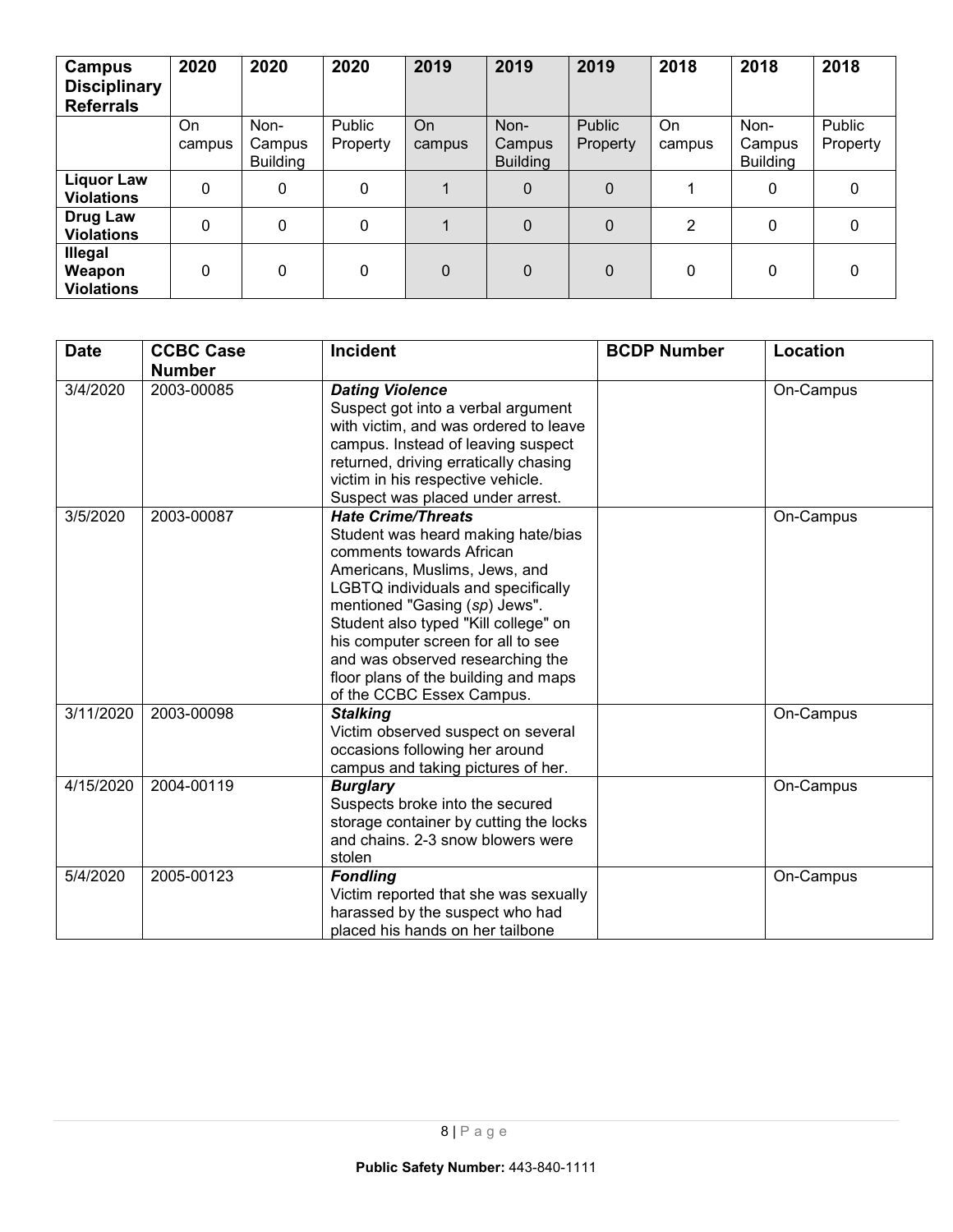| Campus Disciplinary Referrals | 2020 | 2020 | 2020 | 2019 | 2019 | 2019 | 2018 | 2018 | 2018 |
|---|---|---|---|---|---|---|---|---|---|
| | On campus | Non-Campus Building | Public Property | On campus | Non-Campus Building | Public Property | On campus | Non-Campus Building | Public Property |
| **Liquor Law Violations** | 0 | 0 | 0 | 1 | 0 | 0 | 1 | 0 | 0 |
| **Drug Law Violations** | 0 | 0 | 0 | 1 | 0 | 0 | 2 | 0 | 0 |
| **Illegal Weapon Violations** | 0 | 0 | 0 | 0 | 0 | 0 | 0 | 0 | 0 |

| Date | CCBC Case Number | Incident | BCDP Number | Location |
|---|---|---|---|---|
| 3/4/2020 | 2003-00085 | ***Dating Violence*** Suspect got into a verbal argument with victim, and was ordered to leave campus. Instead of leaving suspect returned, driving erratically chasing victim in his respective vehicle. Suspect was placed under arrest. | | On-Campus |
| 3/5/2020 | 2003-00087 | ***Hate Crime/Threats*** Student was heard making hate/bias comments towards African Americans, Muslims, Jews, and LGBTQ individuals and specifically mentioned "Gasing (*sp*) Jews". Student also typed "Kill college" on his computer screen for all to see and was observed researching the floor plans of the building and maps of the CCBC Essex Campus. | | On-Campus |
| 3/11/2020 | 2003-00098 | ***Stalking*** Victim observed suspect on several occasions following her around campus and taking pictures of her. | | On-Campus |
| 4/15/2020 | 2004-00119 | ***Burglary*** Suspects broke into the secured storage container by cutting the locks and chains. 2-3 snow blowers were stolen | | On-Campus |
| 5/4/2020 | 2005-00123 | ***Fondling*** Victim reported that she was sexually harassed by the suspect who had placed his hands on her tailbone | | On-Campus |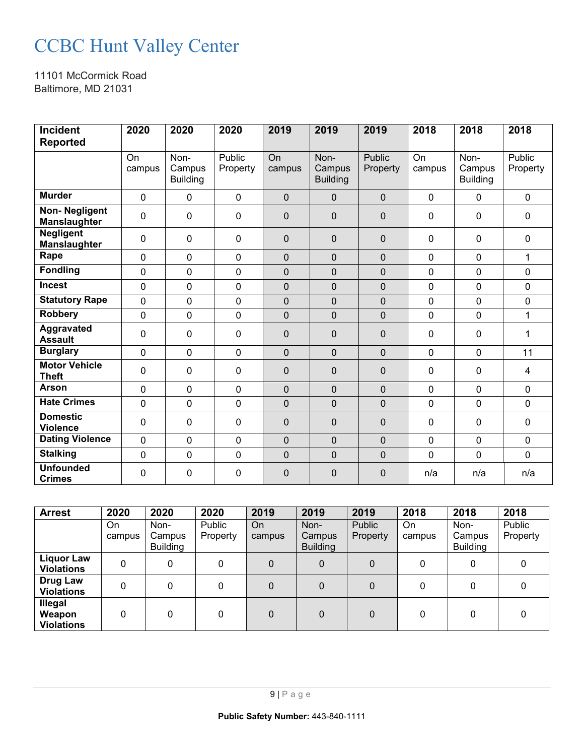# CCBC Hunt Valley Center

11101 McCormick Road
Baltimore, MD 21031

| Incident Reported | 2020 | 2020 | 2020 | 2019 | 2019 | 2019 | 2018 | 2018 | 2018 |
|---|---|---|---|---|---|---|---|---|---|
| | On campus | Non-Campus Building | Public Property | On campus | Non-Campus Building | Public Property | On campus | Non-Campus Building | Public Property |
| **Murder** | 0 | 0 | 0 | 0 | 0 | 0 | 0 | 0 | 0 |
| **Non- Negligent Manslaughter** | 0 | 0 | 0 | 0 | 0 | 0 | 0 | 0 | 0 |
| **Negligent Manslaughter** | 0 | 0 | 0 | 0 | 0 | 0 | 0 | 0 | 0 |
| **Rape** | 0 | 0 | 0 | 0 | 0 | 0 | 0 | 0 | 1 |
| **Fondling** | 0 | 0 | 0 | 0 | 0 | 0 | 0 | 0 | 0 |
| **Incest** | 0 | 0 | 0 | 0 | 0 | 0 | 0 | 0 | 0 |
| **Statutory Rape** | 0 | 0 | 0 | 0 | 0 | 0 | 0 | 0 | 0 |
| **Robbery** | 0 | 0 | 0 | 0 | 0 | 0 | 0 | 0 | 1 |
| **Aggravated Assault** | 0 | 0 | 0 | 0 | 0 | 0 | 0 | 0 | 1 |
| **Burglary** | 0 | 0 | 0 | 0 | 0 | 0 | 0 | 0 | 11 |
| **Motor Vehicle Theft** | 0 | 0 | 0 | 0 | 0 | 0 | 0 | 0 | 4 |
| **Arson** | 0 | 0 | 0 | 0 | 0 | 0 | 0 | 0 | 0 |
| **Hate Crimes** | 0 | 0 | 0 | 0 | 0 | 0 | 0 | 0 | 0 |
| **Domestic Violence** | 0 | 0 | 0 | 0 | 0 | 0 | 0 | 0 | 0 |
| **Dating Violence** | 0 | 0 | 0 | 0 | 0 | 0 | 0 | 0 | 0 |
| **Stalking** | 0 | 0 | 0 | 0 | 0 | 0 | 0 | 0 | 0 |
| **Unfounded Crimes** | 0 | 0 | 0 | 0 | 0 | 0 | n/a | n/a | n/a |

| Arrest | 2020 | 2020 | 2020 | 2019 | 2019 | 2019 | 2018 | 2018 | 2018 |
|---|---|---|---|---|---|---|---|---|---|
| | On campus | Non-Campus Building | Public Property | On campus | Non-Campus Building | Public Property | On campus | Non-Campus Building | Public Property |
| **Liquor Law Violations** | 0 | 0 | 0 | 0 | 0 | 0 | 0 | 0 | 0 |
| **Drug Law Violations** | 0 | 0 | 0 | 0 | 0 | 0 | 0 | 0 | 0 |
| **Illegal Weapon Violations** | 0 | 0 | 0 | 0 | 0 | 0 | 0 | 0 | 0 |

**Public Safety Number:** 443-840-1111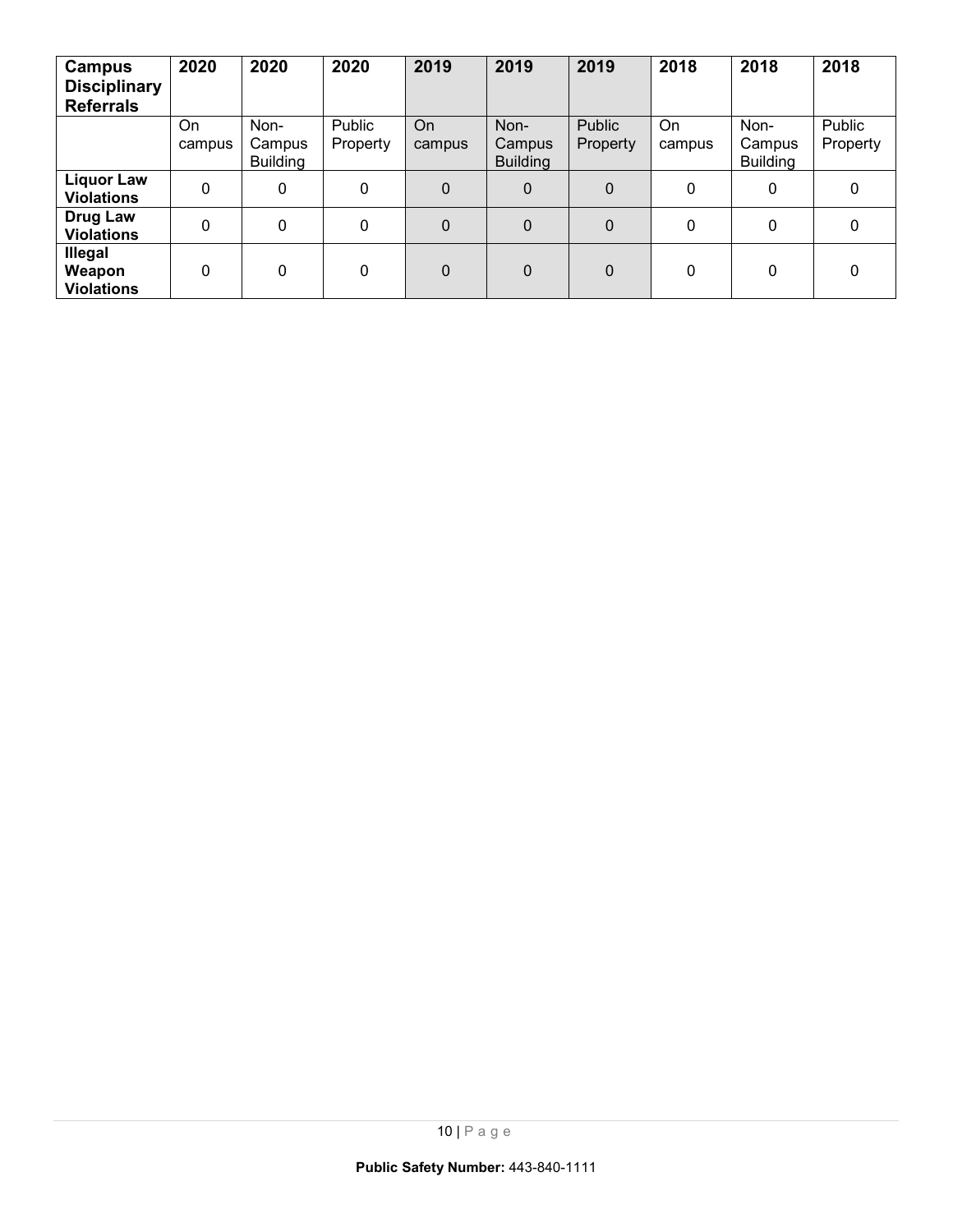| Campus Disciplinary Referrals | 2020 | 2020 | 2020 | 2019 | 2019 | 2019 | 2018 | 2018 | 2018 |
|---|---|---|---|---|---|---|---|---|---|
| | On campus | Non-Campus Building | Public Property | On campus | Non-Campus Building | Public Property | On campus | Non-Campus Building | Public Property |
| **Liquor Law Violations** | 0 | 0 | 0 | 0 | 0 | 0 | 0 | 0 | 0 |
| **Drug Law Violations** | 0 | 0 | 0 | 0 | 0 | 0 | 0 | 0 | 0 |
| **Illegal Weapon Violations** | 0 | 0 | 0 | 0 | 0 | 0 | 0 | 0 | 0 |

**Public Safety Number:** 443-840-1111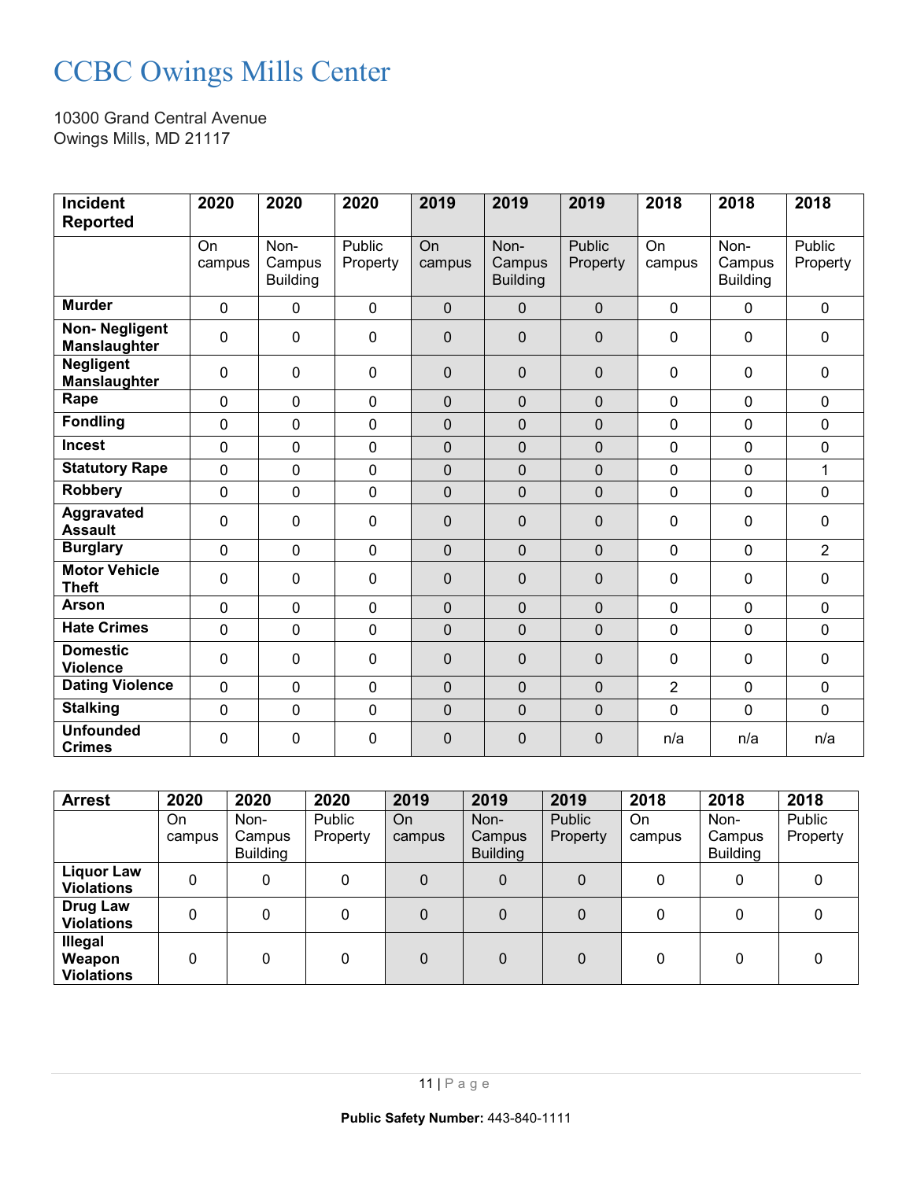# CCBC Owings Mills Center

10300 Grand Central Avenue
Owings Mills, MD 21117

| Incident Reported | 2020 | 2020 | 2020 | 2019 | 2019 | 2019 | 2018 | 2018 | 2018 |
|---|---|---|---|---|---|---|---|---|---|
| | On campus | Non-Campus Building | Public Property | On campus | Non-Campus Building | Public Property | On campus | Non-Campus Building | Public Property |
| **Murder** | 0 | 0 | 0 | 0 | 0 | 0 | 0 | 0 | 0 |
| **Non- Negligent Manslaughter** | 0 | 0 | 0 | 0 | 0 | 0 | 0 | 0 | 0 |
| **Negligent Manslaughter** | 0 | 0 | 0 | 0 | 0 | 0 | 0 | 0 | 0 |
| **Rape** | 0 | 0 | 0 | 0 | 0 | 0 | 0 | 0 | 0 |
| **Fondling** | 0 | 0 | 0 | 0 | 0 | 0 | 0 | 0 | 0 |
| **Incest** | 0 | 0 | 0 | 0 | 0 | 0 | 0 | 0 | 0 |
| **Statutory Rape** | 0 | 0 | 0 | 0 | 0 | 0 | 0 | 0 | 1 |
| **Robbery** | 0 | 0 | 0 | 0 | 0 | 0 | 0 | 0 | 0 |
| **Aggravated Assault** | 0 | 0 | 0 | 0 | 0 | 0 | 0 | 0 | 0 |
| **Burglary** | 0 | 0 | 0 | 0 | 0 | 0 | 0 | 0 | 2 |
| **Motor Vehicle Theft** | 0 | 0 | 0 | 0 | 0 | 0 | 0 | 0 | 0 |
| **Arson** | 0 | 0 | 0 | 0 | 0 | 0 | 0 | 0 | 0 |
| **Hate Crimes** | 0 | 0 | 0 | 0 | 0 | 0 | 0 | 0 | 0 |
| **Domestic Violence** | 0 | 0 | 0 | 0 | 0 | 0 | 0 | 0 | 0 |
| **Dating Violence** | 0 | 0 | 0 | 0 | 0 | 0 | 2 | 0 | 0 |
| **Stalking** | 0 | 0 | 0 | 0 | 0 | 0 | 0 | 0 | 0 |
| **Unfounded Crimes** | 0 | 0 | 0 | 0 | 0 | 0 | n/a | n/a | n/a |

| Arrest | 2020 | 2020 | 2020 | 2019 | 2019 | 2019 | 2018 | 2018 | 2018 |
|---|---|---|---|---|---|---|---|---|---|
| | On campus | Non-Campus Building | Public Property | On campus | Non-Campus Building | Public Property | On campus | Non-Campus Building | Public Property |
| **Liquor Law Violations** | 0 | 0 | 0 | 0 | 0 | 0 | 0 | 0 | 0 |
| **Drug Law Violations** | 0 | 0 | 0 | 0 | 0 | 0 | 0 | 0 | 0 |
| **Illegal Weapon Violations** | 0 | 0 | 0 | 0 | 0 | 0 | 0 | 0 | 0 |

**Public Safety Number:** 443-840-1111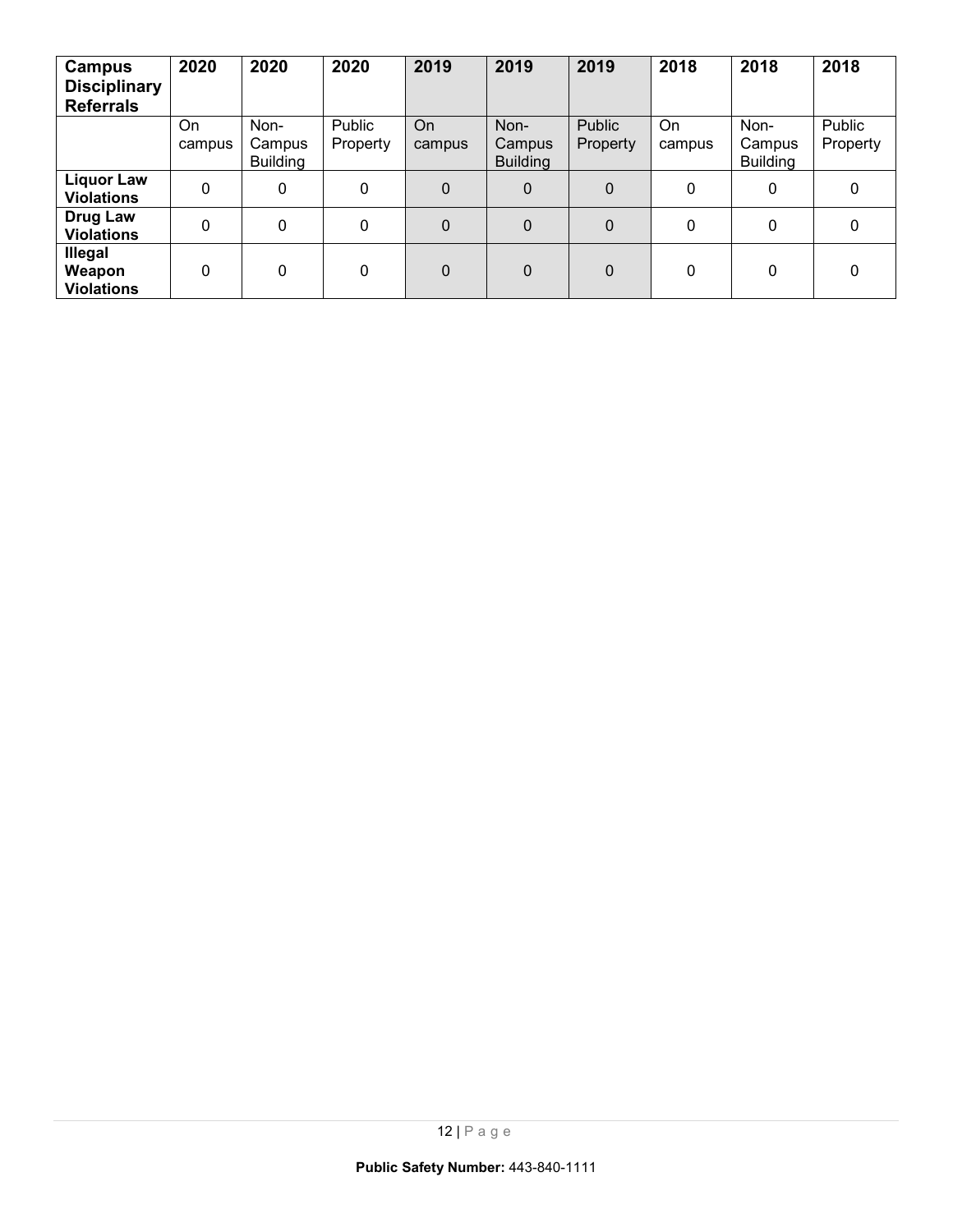| Campus Disciplinary Referrals | 2020 | 2020 | 2020 | 2019 | 2019 | 2019 | 2018 | 2018 | 2018 |
|---|---|---|---|---|---|---|---|---|---|
| | On campus | Non-Campus Building | Public Property | On campus | Non-Campus Building | Public Property | On campus | Non-Campus Building | Public Property |
| **Liquor Law Violations** | 0 | 0 | 0 | 0 | 0 | 0 | 0 | 0 | 0 |
| **Drug Law Violations** | 0 | 0 | 0 | 0 | 0 | 0 | 0 | 0 | 0 |
| **Illegal Weapon Violations** | 0 | 0 | 0 | 0 | 0 | 0 | 0 | 0 | 0 |

**Public Safety Number:** 443-840-1111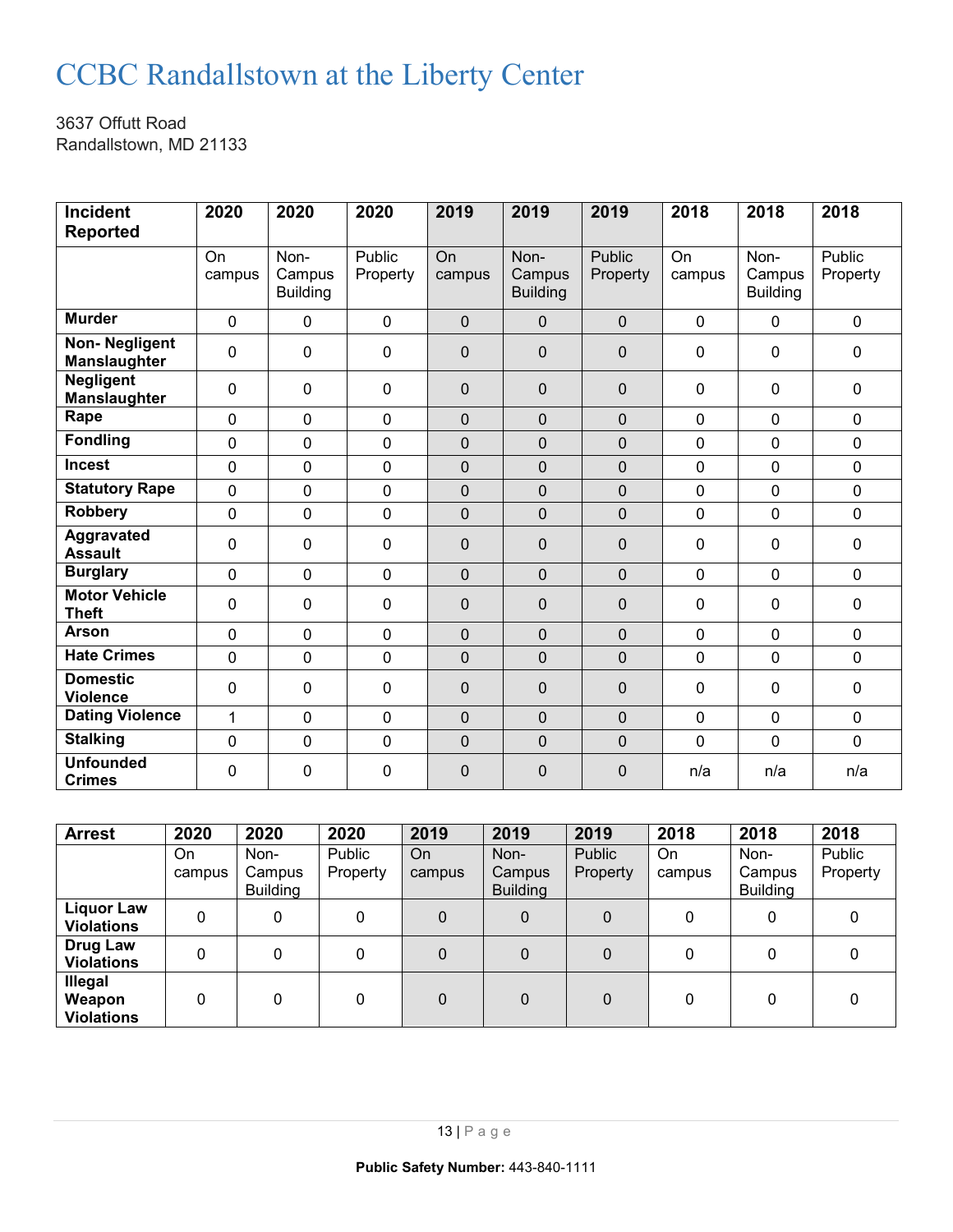# CCBC Randallstown at the Liberty Center

3637 Offutt Road
Randallstown, MD 21133

| Incident Reported | 2020 | 2020 | 2020 | 2019 | 2019 | 2019 | 2018 | 2018 | 2018 |
|---|---|---|---|---|---|---|---|---|---|
| | On campus | Non-Campus Building | Public Property | On campus | Non-Campus Building | Public Property | On campus | Non-Campus Building | Public Property |
| **Murder** | 0 | 0 | 0 | 0 | 0 | 0 | 0 | 0 | 0 |
| **Non- Negligent Manslaughter** | 0 | 0 | 0 | 0 | 0 | 0 | 0 | 0 | 0 |
| **Negligent Manslaughter** | 0 | 0 | 0 | 0 | 0 | 0 | 0 | 0 | 0 |
| **Rape** | 0 | 0 | 0 | 0 | 0 | 0 | 0 | 0 | 0 |
| **Fondling** | 0 | 0 | 0 | 0 | 0 | 0 | 0 | 0 | 0 |
| **Incest** | 0 | 0 | 0 | 0 | 0 | 0 | 0 | 0 | 0 |
| **Statutory Rape** | 0 | 0 | 0 | 0 | 0 | 0 | 0 | 0 | 0 |
| **Robbery** | 0 | 0 | 0 | 0 | 0 | 0 | 0 | 0 | 0 |
| **Aggravated Assault** | 0 | 0 | 0 | 0 | 0 | 0 | 0 | 0 | 0 |
| **Burglary** | 0 | 0 | 0 | 0 | 0 | 0 | 0 | 0 | 0 |
| **Motor Vehicle Theft** | 0 | 0 | 0 | 0 | 0 | 0 | 0 | 0 | 0 |
| **Arson** | 0 | 0 | 0 | 0 | 0 | 0 | 0 | 0 | 0 |
| **Hate Crimes** | 0 | 0 | 0 | 0 | 0 | 0 | 0 | 0 | 0 |
| **Domestic Violence** | 0 | 0 | 0 | 0 | 0 | 0 | 0 | 0 | 0 |
| **Dating Violence** | 1 | 0 | 0 | 0 | 0 | 0 | 0 | 0 | 0 |
| **Stalking** | 0 | 0 | 0 | 0 | 0 | 0 | 0 | 0 | 0 |
| **Unfounded Crimes** | 0 | 0 | 0 | 0 | 0 | 0 | n/a | n/a | n/a |

| Arrest | 2020 | 2020 | 2020 | 2019 | 2019 | 2019 | 2018 | 2018 | 2018 |
|---|---|---|---|---|---|---|---|---|---|
| | On campus | Non-Campus Building | Public Property | On campus | Non-Campus Building | Public Property | On campus | Non-Campus Building | Public Property |
| **Liquor Law Violations** | 0 | 0 | 0 | 0 | 0 | 0 | 0 | 0 | 0 |
| **Drug Law Violations** | 0 | 0 | 0 | 0 | 0 | 0 | 0 | 0 | 0 |
| **Illegal Weapon Violations** | 0 | 0 | 0 | 0 | 0 | 0 | 0 | 0 | 0 |

**Public Safety Number:** 443-840-1111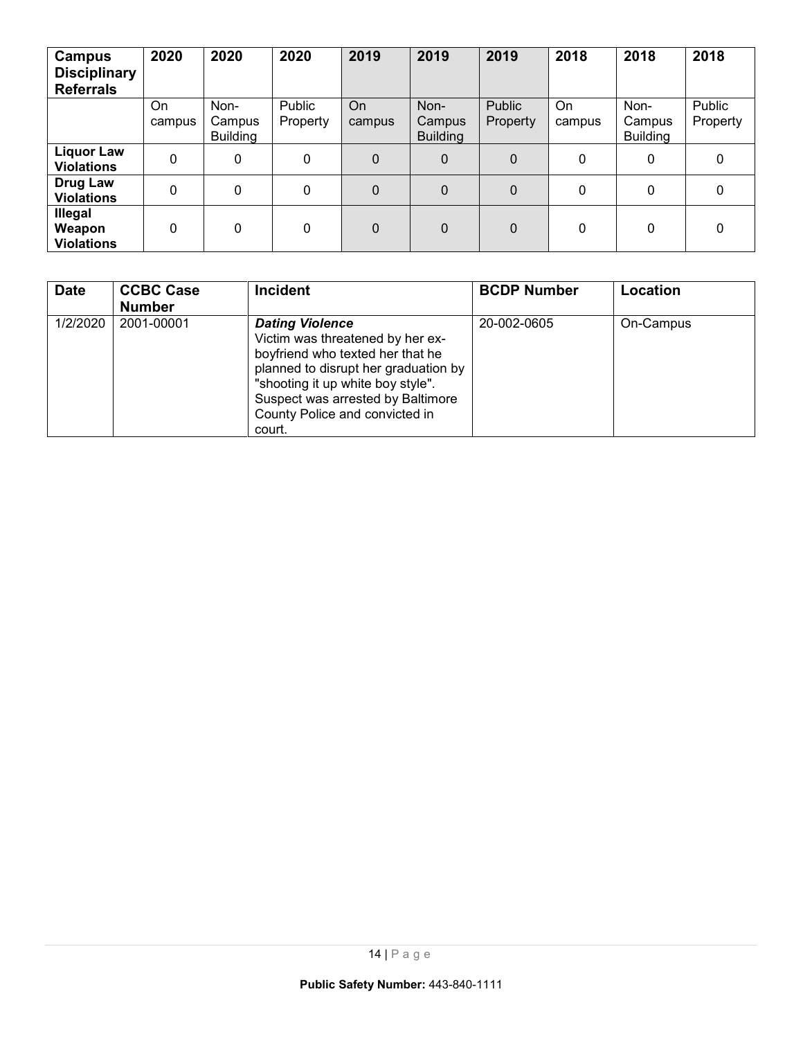| Campus Disciplinary Referrals | 2020 | 2020 | 2020 | 2019 | 2019 | 2019 | 2018 | 2018 | 2018 |
|---|---|---|---|---|---|---|---|---|---|
| | On campus | Non-Campus Building | Public Property | On campus | Non-Campus Building | Public Property | On campus | Non-Campus Building | Public Property |
| **Liquor Law Violations** | 0 | 0 | 0 | 0 | 0 | 0 | 0 | 0 | 0 |
| **Drug Law Violations** | 0 | 0 | 0 | 0 | 0 | 0 | 0 | 0 | 0 |
| **Illegal Weapon Violations** | 0 | 0 | 0 | 0 | 0 | 0 | 0 | 0 | 0 |

| Date | CCBC Case Number | Incident | BCDP Number | Location |
|---|---|---|---|---|
| 1/2/2020 | 2001-00001 | ***Dating Violence*** Victim was threatened by her ex-boyfriend who texted her that he planned to disrupt her graduation by "shooting it up white boy style". Suspect was arrested by Baltimore County Police and convicted in court. | 20-002-0605 | On-Campus |

**Public Safety Number:** 443-840-1111